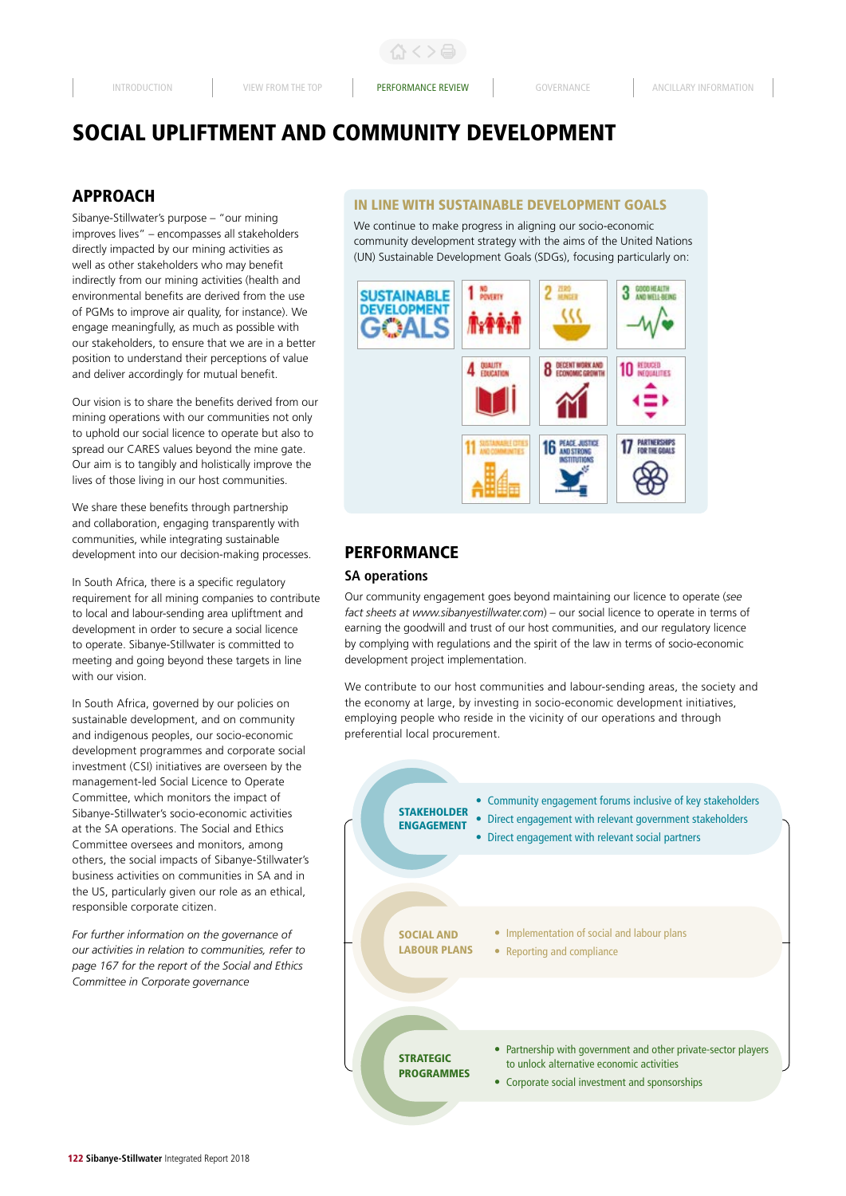# SOCIAL UPLIFTMENT AND COMMUNITY DEVELOPMENT

## APPROACH

Sibanye-Stillwater's purpose – "our mining improves lives" – encompasses all stakeholders directly impacted by our mining activities as well as other stakeholders who may benefit indirectly from our mining activities (health and environmental benefits are derived from the use of PGMs to improve air quality, for instance). We engage meaningfully, as much as possible with our stakeholders, to ensure that we are in a better position to understand their perceptions of value and deliver accordingly for mutual benefit.

Our vision is to share the benefits derived from our mining operations with our communities not only to uphold our social licence to operate but also to spread our CARES values beyond the mine gate. Our aim is to tangibly and holistically improve the lives of those living in our host communities.

We share these benefits through partnership and collaboration, engaging transparently with communities, while integrating sustainable development into our decision-making processes.

In South Africa, there is a specific regulatory requirement for all mining companies to contribute to local and labour-sending area upliftment and development in order to secure a social licence to operate. Sibanye-Stillwater is committed to meeting and going beyond these targets in line with our vision.

In South Africa, governed by our policies on sustainable development, and on community and indigenous peoples, our socio-economic development programmes and corporate social investment (CSI) initiatives are overseen by the management-led Social Licence to Operate Committee, which monitors the impact of Sibanye-Stillwater's socio-economic activities at the SA operations. The Social and Ethics Committee oversees and monitors, among others, the social impacts of Sibanye-Stillwater's business activities on communities in SA and in the US, particularly given our role as an ethical, responsible corporate citizen.

*For further information on the governance of our activities in relation to communities, refer to page 167 for the report of the Social and Ethics Committee in Corporate governance*

### IN LINE WITH SUSTAINABLE DEVELOPMENT GOALS

We continue to make progress in aligning our socio-economic community development strategy with the aims of the United Nations (UN) Sustainable Development Goals (SDGs), focusing particularly on:

- 1 No poverty
- 2 Zero hunger
- 3 Good health and well-being
- 4 Quality education
- 8 Decent work and economic growth
- 10 Reduced inequalities
- 11 Sustainable cities and communities
- 16 Peace, justice and strong institutions
- 17 Partnerships for the goals

## PERFORMANCE

### SA operations

Our community engagement goes beyond maintaining our licence to operate (*see fact sheets at www.sibanyestillwater.com*) – our social licence to operate in terms of earning the goodwill and trust of our host communities, and our regulatory licence by complying with regulations and the spirit of the law in terms of socio-economic development project implementation.

We contribute to our host communities and labour-sending areas, the society and the economy at large, by investing in socio-economic development initiatives, employing people who reside in the vicinity of our operations and through preferential local procurement.

**STAKEHOLDER ENGAGEMENT**
- Community engagement forums inclusive of key stakeholders
- Direct engagement with relevant government stakeholders
- Direct engagement with relevant social partners

**SOCIAL AND LABOUR PLANS**
- Implementation of social and labour plans
- Reporting and compliance

**STRATEGIC PROGRAMMES**
- Partnership with government and other private-sector players to unlock alternative economic activities
- Corporate social investment and sponsorships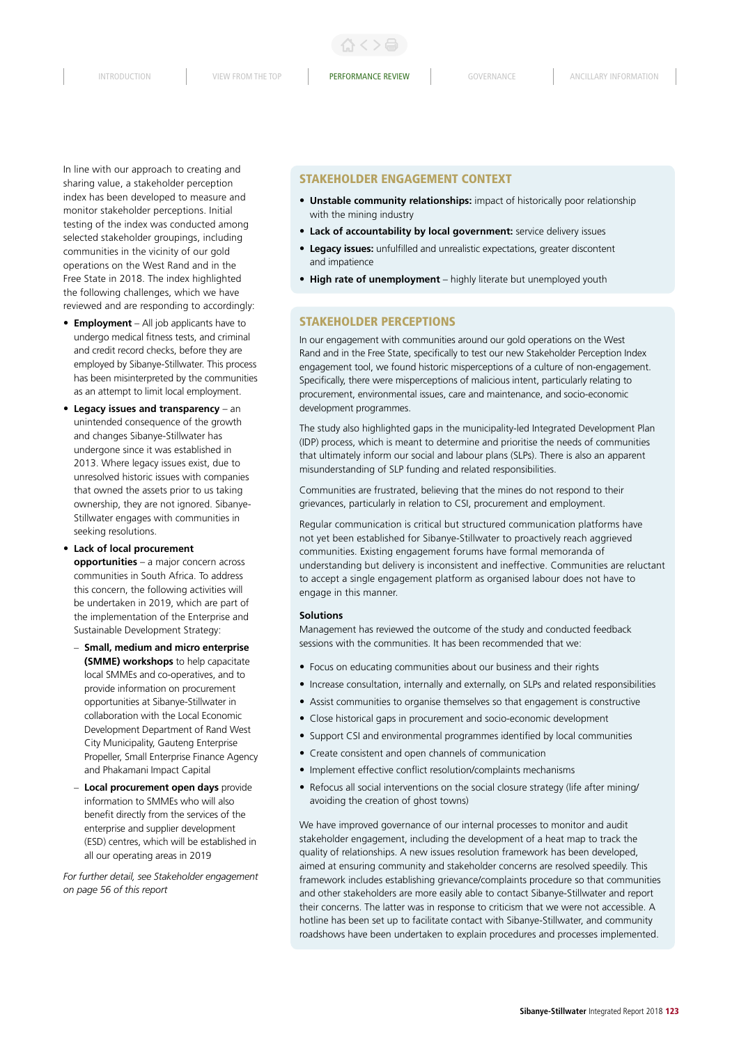In line with our approach to creating and sharing value, a stakeholder perception index has been developed to measure and monitor stakeholder perceptions. Initial testing of the index was conducted among selected stakeholder groupings, including communities in the vicinity of our gold operations on the West Rand and in the Free State in 2018. The index highlighted the following challenges, which we have reviewed and are responding to accordingly:

- **Employment** – All job applicants have to undergo medical fitness tests, and criminal and credit record checks, before they are employed by Sibanye-Stillwater. This process has been misinterpreted by the communities as an attempt to limit local employment.
- **Legacy issues and transparency** – an unintended consequence of the growth and changes Sibanye-Stillwater has undergone since it was established in 2013. Where legacy issues exist, due to unresolved historic issues with companies that owned the assets prior to us taking ownership, they are not ignored. Sibanye-Stillwater engages with communities in seeking resolutions.
- **Lack of local procurement opportunities** – a major concern across communities in South Africa. To address this concern, the following activities will be undertaken in 2019, which are part of the implementation of the Enterprise and Sustainable Development Strategy:
  - **Small, medium and micro enterprise (SMME) workshops** to help capacitate local SMMEs and co-operatives, and to provide information on procurement opportunities at Sibanye-Stillwater in collaboration with the Local Economic Development Department of Rand West City Municipality, Gauteng Enterprise Propeller, Small Enterprise Finance Agency and Phakamani Impact Capital
  - **Local procurement open days** provide information to SMMEs who will also benefit directly from the services of the enterprise and supplier development (ESD) centres, which will be established in all our operating areas in 2019

*For further detail, see Stakeholder engagement on page 56 of this report*

## STAKEHOLDER ENGAGEMENT CONTEXT

- **Unstable community relationships:** impact of historically poor relationship with the mining industry
- **Lack of accountability by local government:** service delivery issues
- **Legacy issues:** unfulfilled and unrealistic expectations, greater discontent and impatience
- **High rate of unemployment** – highly literate but unemployed youth

## STAKEHOLDER PERCEPTIONS

In our engagement with communities around our gold operations on the West Rand and in the Free State, specifically to test our new Stakeholder Perception Index engagement tool, we found historic misperceptions of a culture of non-engagement. Specifically, there were misperceptions of malicious intent, particularly relating to procurement, environmental issues, care and maintenance, and socio-economic development programmes.

The study also highlighted gaps in the municipality-led Integrated Development Plan (IDP) process, which is meant to determine and prioritise the needs of communities that ultimately inform our social and labour plans (SLPs). There is also an apparent misunderstanding of SLP funding and related responsibilities.

Communities are frustrated, believing that the mines do not respond to their grievances, particularly in relation to CSI, procurement and employment.

Regular communication is critical but structured communication platforms have not yet been established for Sibanye-Stillwater to proactively reach aggrieved communities. Existing engagement forums have formal memoranda of understanding but delivery is inconsistent and ineffective. Communities are reluctant to accept a single engagement platform as organised labour does not have to engage in this manner.

### Solutions

Management has reviewed the outcome of the study and conducted feedback sessions with the communities. It has been recommended that we:

- Focus on educating communities about our business and their rights
- Increase consultation, internally and externally, on SLPs and related responsibilities
- Assist communities to organise themselves so that engagement is constructive
- Close historical gaps in procurement and socio-economic development
- Support CSI and environmental programmes identified by local communities
- Create consistent and open channels of communication
- Implement effective conflict resolution/complaints mechanisms
- Refocus all social interventions on the social closure strategy (life after mining/ avoiding the creation of ghost towns)

We have improved governance of our internal processes to monitor and audit stakeholder engagement, including the development of a heat map to track the quality of relationships. A new issues resolution framework has been developed, aimed at ensuring community and stakeholder concerns are resolved speedily. This framework includes establishing grievance/complaints procedure so that communities and other stakeholders are more easily able to contact Sibanye-Stillwater and report their concerns. The latter was in response to criticism that we were not accessible. A hotline has been set up to facilitate contact with Sibanye-Stillwater, and community roadshows have been undertaken to explain procedures and processes implemented.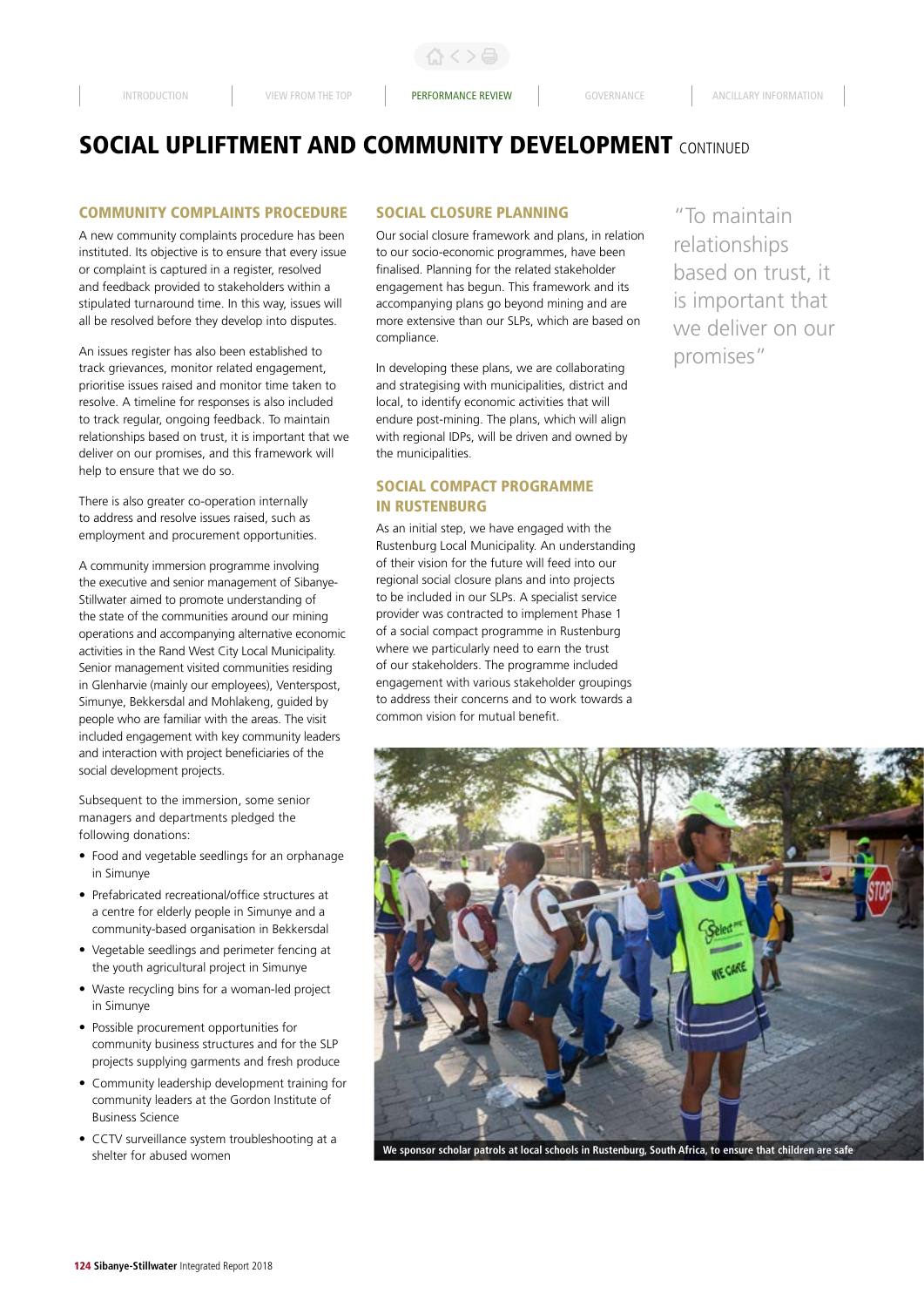# SOCIAL UPLIFTMENT AND COMMUNITY DEVELOPMENT CONTINUED

## COMMUNITY COMPLAINTS PROCEDURE

A new community complaints procedure has been instituted. Its objective is to ensure that every issue or complaint is captured in a register, resolved and feedback provided to stakeholders within a stipulated turnaround time. In this way, issues will all be resolved before they develop into disputes.

An issues register has also been established to track grievances, monitor related engagement, prioritise issues raised and monitor time taken to resolve. A timeline for responses is also included to track regular, ongoing feedback. To maintain relationships based on trust, it is important that we deliver on our promises, and this framework will help to ensure that we do so.

There is also greater co-operation internally to address and resolve issues raised, such as employment and procurement opportunities.

A community immersion programme involving the executive and senior management of Sibanye-Stillwater aimed to promote understanding of the state of the communities around our mining operations and accompanying alternative economic activities in the Rand West City Local Municipality. Senior management visited communities residing in Glenharvie (mainly our employees), Venterspost, Simunye, Bekkersdal and Mohlakeng, guided by people who are familiar with the areas. The visit included engagement with key community leaders and interaction with project beneficiaries of the social development projects.

Subsequent to the immersion, some senior managers and departments pledged the following donations:

- Food and vegetable seedlings for an orphanage in Simunye
- Prefabricated recreational/office structures at a centre for elderly people in Simunye and a community-based organisation in Bekkersdal
- Vegetable seedlings and perimeter fencing at the youth agricultural project in Simunye
- Waste recycling bins for a woman-led project in Simunye
- Possible procurement opportunities for community business structures and for the SLP projects supplying garments and fresh produce
- Community leadership development training for community leaders at the Gordon Institute of Business Science
- CCTV surveillance system troubleshooting at a shelter for abused women

## SOCIAL CLOSURE PLANNING

Our social closure framework and plans, in relation to our socio-economic programmes, have been finalised. Planning for the related stakeholder engagement has begun. This framework and its accompanying plans go beyond mining and are more extensive than our SLPs, which are based on compliance.

In developing these plans, we are collaborating and strategising with municipalities, district and local, to identify economic activities that will endure post-mining. The plans, which will align with regional IDPs, will be driven and owned by the municipalities.

## SOCIAL COMPACT PROGRAMME IN RUSTENBURG

As an initial step, we have engaged with the Rustenburg Local Municipality. An understanding of their vision for the future will feed into our regional social closure plans and into projects to be included in our SLPs. A specialist service provider was contracted to implement Phase 1 of a social compact programme in Rustenburg where we particularly need to earn the trust of our stakeholders. The programme included engagement with various stakeholder groupings to address their concerns and to work towards a common vision for mutual benefit.

> "To maintain relationships based on trust, it is important that we deliver on our promises"

We sponsor scholar patrols at local schools in Rustenburg, South Africa, to ensure that children are safe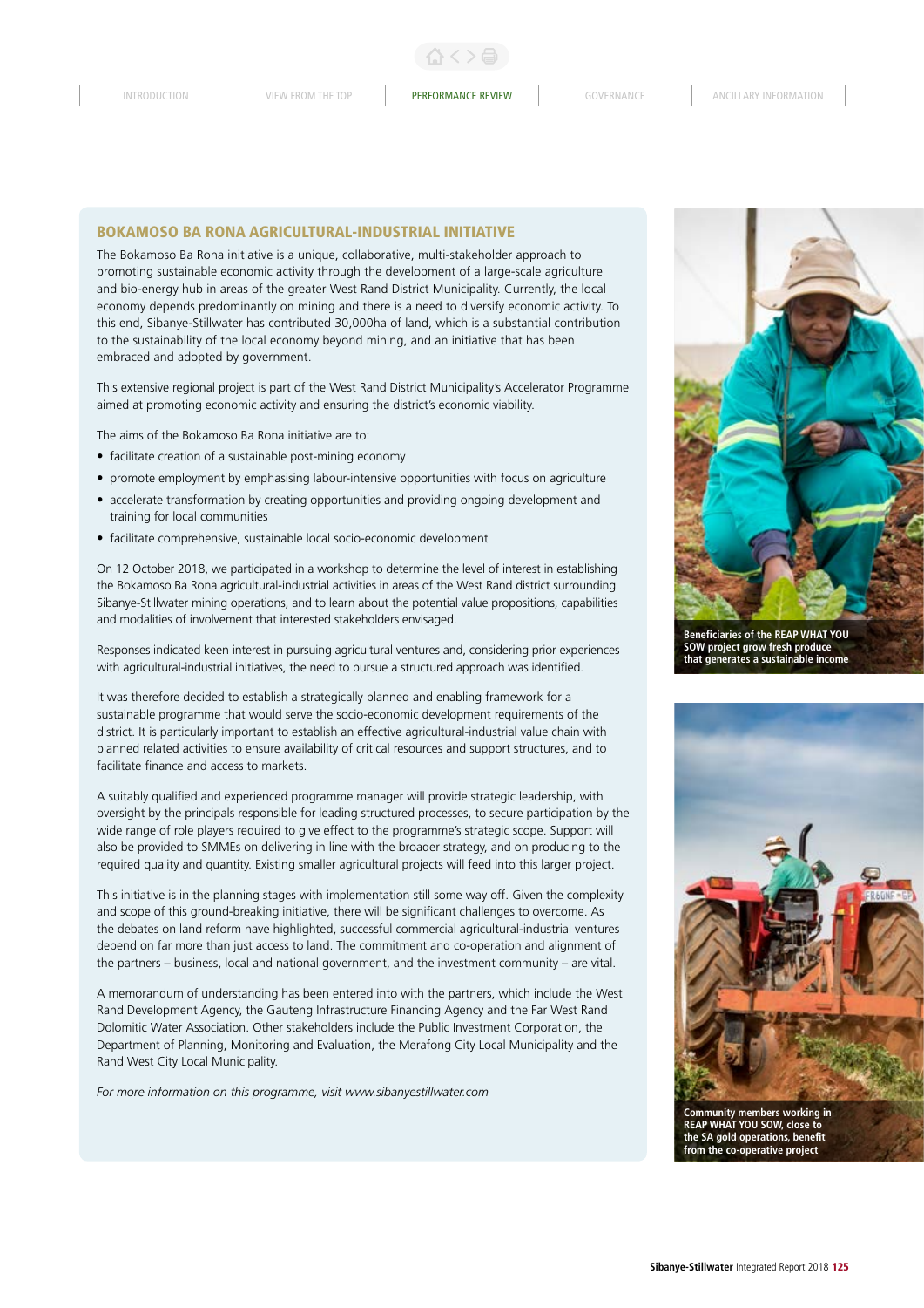## BOKAMOSO BA RONA AGRICULTURAL-INDUSTRIAL INITIATIVE

The Bokamoso Ba Rona initiative is a unique, collaborative, multi-stakeholder approach to promoting sustainable economic activity through the development of a large-scale agriculture and bio-energy hub in areas of the greater West Rand District Municipality. Currently, the local economy depends predominantly on mining and there is a need to diversify economic activity. To this end, Sibanye-Stillwater has contributed 30,000ha of land, which is a substantial contribution to the sustainability of the local economy beyond mining, and an initiative that has been embraced and adopted by government.

This extensive regional project is part of the West Rand District Municipality's Accelerator Programme aimed at promoting economic activity and ensuring the district's economic viability.

The aims of the Bokamoso Ba Rona initiative are to:

- facilitate creation of a sustainable post-mining economy
- promote employment by emphasising labour-intensive opportunities with focus on agriculture
- accelerate transformation by creating opportunities and providing ongoing development and training for local communities
- facilitate comprehensive, sustainable local socio-economic development

On 12 October 2018, we participated in a workshop to determine the level of interest in establishing the Bokamoso Ba Rona agricultural-industrial activities in areas of the West Rand district surrounding Sibanye-Stillwater mining operations, and to learn about the potential value propositions, capabilities and modalities of involvement that interested stakeholders envisaged.

Responses indicated keen interest in pursuing agricultural ventures and, considering prior experiences with agricultural-industrial initiatives, the need to pursue a structured approach was identified.

It was therefore decided to establish a strategically planned and enabling framework for a sustainable programme that would serve the socio-economic development requirements of the district. It is particularly important to establish an effective agricultural-industrial value chain with planned related activities to ensure availability of critical resources and support structures, and to facilitate finance and access to markets.

A suitably qualified and experienced programme manager will provide strategic leadership, with oversight by the principals responsible for leading structured processes, to secure participation by the wide range of role players required to give effect to the programme's strategic scope. Support will also be provided to SMMEs on delivering in line with the broader strategy, and on producing to the required quality and quantity. Existing smaller agricultural projects will feed into this larger project.

This initiative is in the planning stages with implementation still some way off. Given the complexity and scope of this ground-breaking initiative, there will be significant challenges to overcome. As the debates on land reform have highlighted, successful commercial agricultural-industrial ventures depend on far more than just access to land. The commitment and co-operation and alignment of the partners – business, local and national government, and the investment community – are vital.

A memorandum of understanding has been entered into with the partners, which include the West Rand Development Agency, the Gauteng Infrastructure Financing Agency and the Far West Rand Dolomitic Water Association. Other stakeholders include the Public Investment Corporation, the Department of Planning, Monitoring and Evaluation, the Merafong City Local Municipality and the Rand West City Local Municipality.

*For more information on this programme, visit www.sibanyestillwater.com*

**Beneficiaries of the REAP WHAT YOU SOW project grow fresh produce that generates a sustainable income**

**Community members working in REAP WHAT YOU SOW, close to the SA gold operations, benefit from the co-operative project**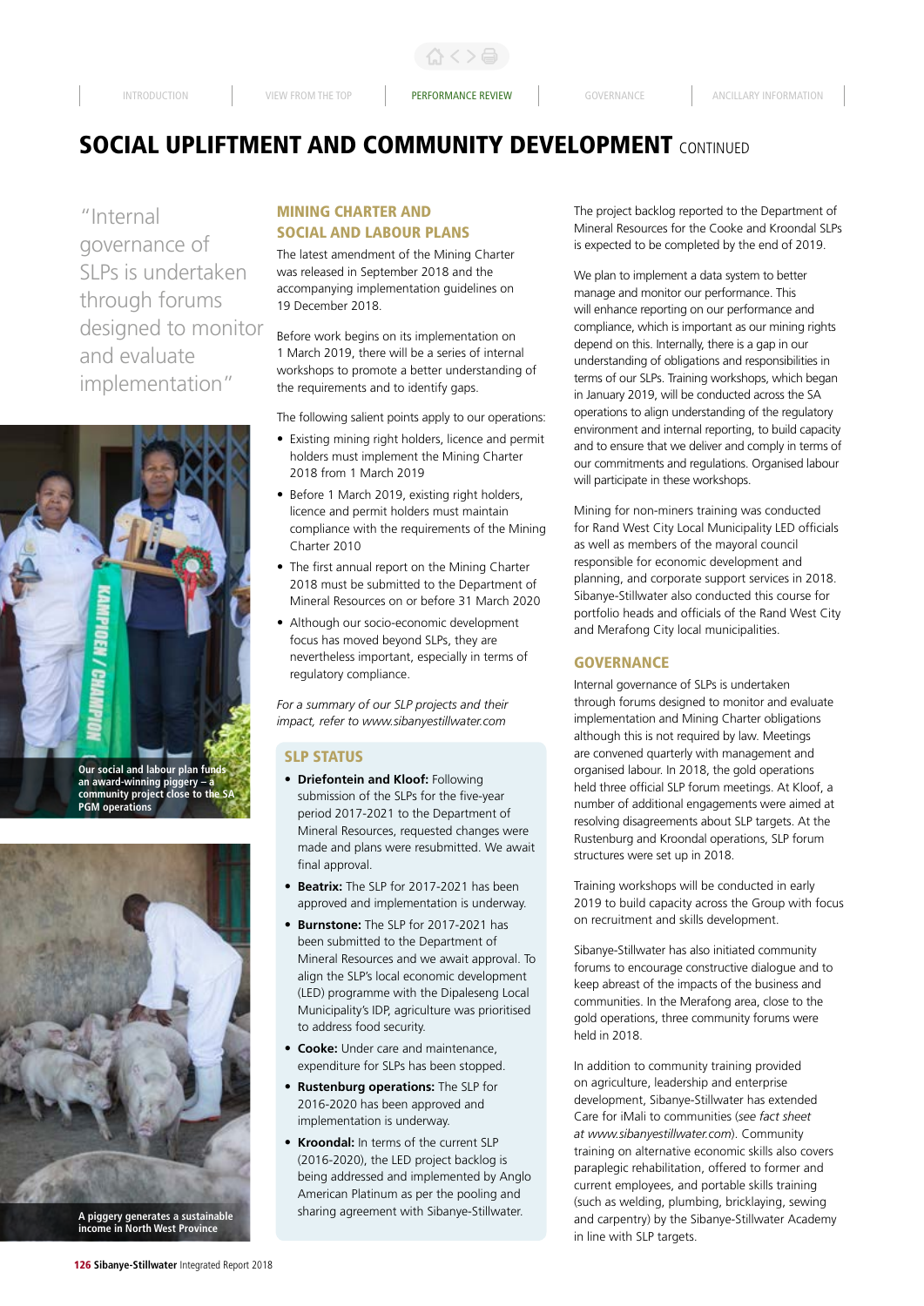# SOCIAL UPLIFTMENT AND COMMUNITY DEVELOPMENT CONTINUED

"Internal governance of SLPs is undertaken through forums designed to monitor and evaluate implementation"

Our social and labour plan funds an award-winning piggery – a community project close to the SA PGM operations

A piggery generates a sustainable income in North West Province

## MINING CHARTER AND SOCIAL AND LABOUR PLANS

The latest amendment of the Mining Charter was released in September 2018 and the accompanying implementation guidelines on 19 December 2018.

Before work begins on its implementation on 1 March 2019, there will be a series of internal workshops to promote a better understanding of the requirements and to identify gaps.

The following salient points apply to our operations:

- Existing mining right holders, licence and permit holders must implement the Mining Charter 2018 from 1 March 2019
- Before 1 March 2019, existing right holders, licence and permit holders must maintain compliance with the requirements of the Mining Charter 2010
- The first annual report on the Mining Charter 2018 must be submitted to the Department of Mineral Resources on or before 31 March 2020
- Although our socio-economic development focus has moved beyond SLPs, they are nevertheless important, especially in terms of regulatory compliance.

*For a summary of our SLP projects and their impact, refer to www.sibanyestillwater.com*

### SLP STATUS

- **Driefontein and Kloof:** Following submission of the SLPs for the five-year period 2017-2021 to the Department of Mineral Resources, requested changes were made and plans were resubmitted. We await final approval.
- **Beatrix:** The SLP for 2017-2021 has been approved and implementation is underway.
- **Burnstone:** The SLP for 2017-2021 has been submitted to the Department of Mineral Resources and we await approval. To align the SLP's local economic development (LED) programme with the Dipaleseng Local Municipality's IDP, agriculture was prioritised to address food security.
- **Cooke:** Under care and maintenance, expenditure for SLPs has been stopped.
- **Rustenburg operations:** The SLP for 2016-2020 has been approved and implementation is underway.
- **Kroondal:** In terms of the current SLP (2016-2020), the LED project backlog is being addressed and implemented by Anglo American Platinum as per the pooling and sharing agreement with Sibanye-Stillwater.

The project backlog reported to the Department of Mineral Resources for the Cooke and Kroondal SLPs is expected to be completed by the end of 2019.

We plan to implement a data system to better manage and monitor our performance. This will enhance reporting on our performance and compliance, which is important as our mining rights depend on this. Internally, there is a gap in our understanding of obligations and responsibilities in terms of our SLPs. Training workshops, which began in January 2019, will be conducted across the SA operations to align understanding of the regulatory environment and internal reporting, to build capacity and to ensure that we deliver and comply in terms of our commitments and regulations. Organised labour will participate in these workshops.

Mining for non-miners training was conducted for Rand West City Local Municipality LED officials as well as members of the mayoral council responsible for economic development and planning, and corporate support services in 2018. Sibanye-Stillwater also conducted this course for portfolio heads and officials of the Rand West City and Merafong City local municipalities.

## GOVERNANCE

Internal governance of SLPs is undertaken through forums designed to monitor and evaluate implementation and Mining Charter obligations although this is not required by law. Meetings are convened quarterly with management and organised labour. In 2018, the gold operations held three official SLP forum meetings. At Kloof, a number of additional engagements were aimed at resolving disagreements about SLP targets. At the Rustenburg and Kroondal operations, SLP forum structures were set up in 2018.

Training workshops will be conducted in early 2019 to build capacity across the Group with focus on recruitment and skills development.

Sibanye-Stillwater has also initiated community forums to encourage constructive dialogue and to keep abreast of the impacts of the business and communities. In the Merafong area, close to the gold operations, three community forums were held in 2018.

In addition to community training provided on agriculture, leadership and enterprise development, Sibanye-Stillwater has extended Care for iMali to communities (*see fact sheet at www.sibanyestillwater.com*). Community training on alternative economic skills also covers paraplegic rehabilitation, offered to former and current employees, and portable skills training (such as welding, plumbing, bricklaying, sewing and carpentry) by the Sibanye-Stillwater Academy in line with SLP targets.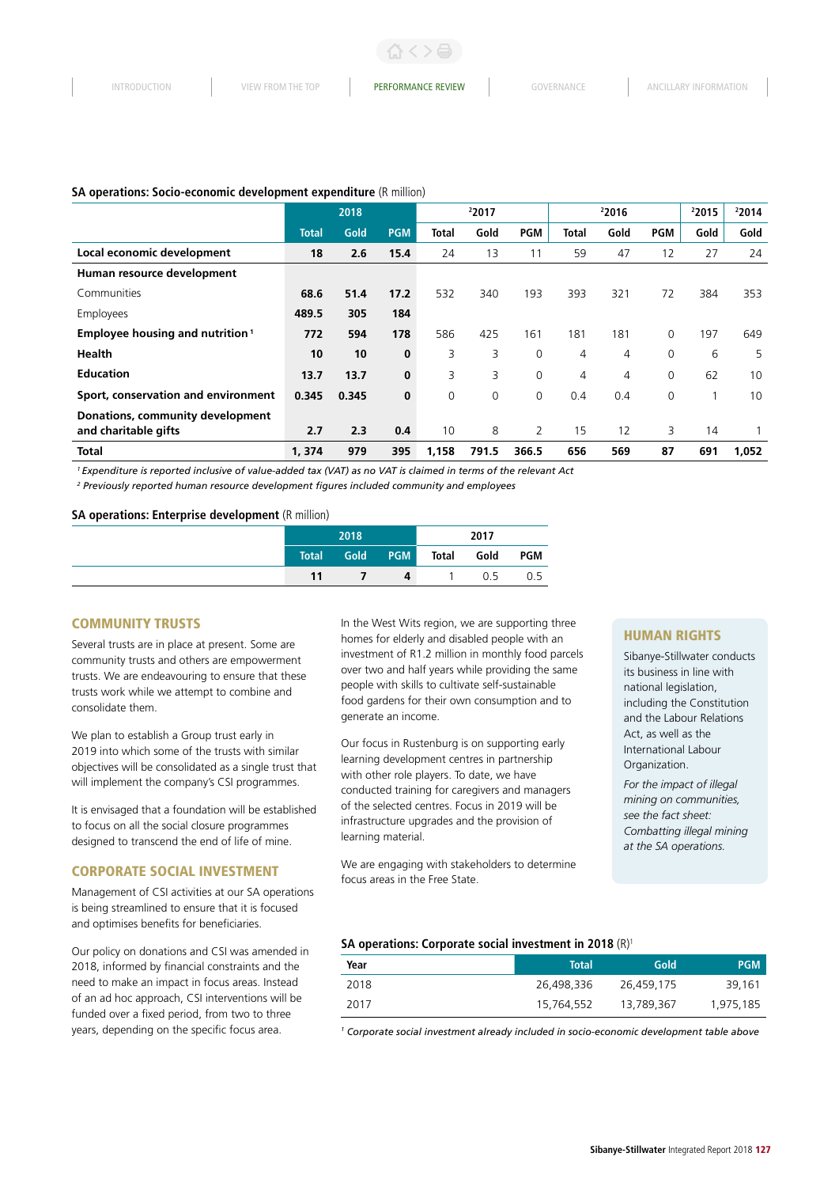**SA operations: Socio-economic development expenditure** (R million)

| | 2018 | | | 2017[2] | | | 2016[2] | | | 2015[2] | 2014[2] |
|---|---|---|---|---|---|---|---|---|---|---|---|
| | **Total** | **Gold** | **PGM** | **Total** | **Gold** | **PGM** | **Total** | **Gold** | **PGM** | **Gold** | **Gold** |
| **Local economic development** | **18** | **2.6** | **15.4** | 24 | 13 | 11 | 59 | 47 | 12 | 27 | 24 |
| **Human resource development** | | | | | | | | | | | |
| Communities | **68.6** | **51.4** | **17.2** | 532 | 340 | 193 | 393 | 321 | 72 | 384 | 353 |
| Employees | **489.5** | **305** | **184** | | | | | | | | |
| **Employee housing and nutrition**[1] | **772** | **594** | **178** | 586 | 425 | 161 | 181 | 181 | 0 | 197 | 649 |
| **Health** | **10** | **10** | **0** | 3 | 3 | 0 | 4 | 4 | 0 | 6 | 5 |
| **Education** | **13.7** | **13.7** | **0** | 3 | 3 | 0 | 4 | 4 | 0 | 62 | 10 |
| **Sport, conservation and environment** | **0.345** | **0.345** | **0** | 0 | 0 | 0 | 0.4 | 0.4 | 0 | 1 | 10 |
| **Donations, community development and charitable gifts** | **2.7** | **2.3** | **0.4** | 10 | 8 | 2 | 15 | 12 | 3 | 14 | 1 |
| **Total** | **1, 374** | **979** | **395** | **1,158** | **791.5** | **366.5** | **656** | **569** | **87** | **691** | **1,052** |

*[1] Expenditure is reported inclusive of value-added tax (VAT) as no VAT is claimed in terms of the relevant Act*
*[2] Previously reported human resource development figures included community and employees*

**SA operations: Enterprise development** (R million)

| 2018 | | | 2017 | | |
|---|---|---|---|---|---|
| **Total** | **Gold** | **PGM** | **Total** | **Gold** | **PGM** |
| **11** | **7** | **4** | 1 | 0.5 | 0.5 |

## COMMUNITY TRUSTS

Several trusts are in place at present. Some are community trusts and others are empowerment trusts. We are endeavouring to ensure that these trusts work while we attempt to combine and consolidate them.

We plan to establish a Group trust early in 2019 into which some of the trusts with similar objectives will be consolidated as a single trust that will implement the company's CSI programmes.

It is envisaged that a foundation will be established to focus on all the social closure programmes designed to transcend the end of life of mine.

## CORPORATE SOCIAL INVESTMENT

Management of CSI activities at our SA operations is being streamlined to ensure that it is focused and optimises benefits for beneficiaries.

Our policy on donations and CSI was amended in 2018, informed by financial constraints and the need to make an impact in focus areas. Instead of an ad hoc approach, CSI interventions will be funded over a fixed period, from two to three years, depending on the specific focus area.

In the West Wits region, we are supporting three homes for elderly and disabled people with an investment of R1.2 million in monthly food parcels over two and half years while providing the same people with skills to cultivate self-sustainable food gardens for their own consumption and to generate an income.

Our focus in Rustenburg is on supporting early learning development centres in partnership with other role players. To date, we have conducted training for caregivers and managers of the selected centres. Focus in 2019 will be infrastructure upgrades and the provision of learning material.

We are engaging with stakeholders to determine focus areas in the Free State.

## HUMAN RIGHTS

Sibanye-Stillwater conducts its business in line with national legislation, including the Constitution and the Labour Relations Act, as well as the International Labour Organization.

*For the impact of illegal mining on communities, see the fact sheet: Combatting illegal mining at the SA operations.*

**SA operations: Corporate social investment in 2018** (R)[1]

| Year | Total | Gold | PGM |
|---|---|---|---|
| 2018 | 26,498,336 | 26,459,175 | 39,161 |
| 2017 | 15,764,552 | 13,789,367 | 1,975,185 |

*[1] Corporate social investment already included in socio-economic development table above*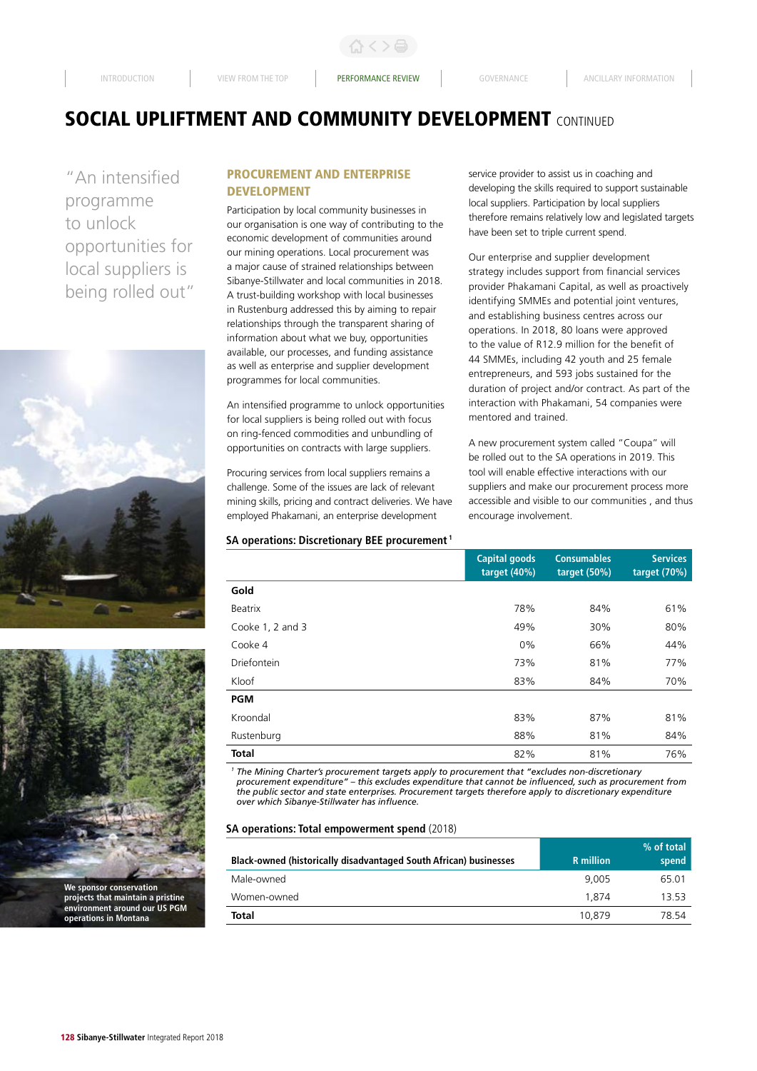# SOCIAL UPLIFTMENT AND COMMUNITY DEVELOPMENT CONTINUED

"An intensified programme to unlock opportunities for local suppliers is being rolled out"

We sponsor conservation projects that maintain a pristine environment around our US PGM operations in Montana

## PROCUREMENT AND ENTERPRISE DEVELOPMENT

Participation by local community businesses in our organisation is one way of contributing to the economic development of communities around our mining operations. Local procurement was a major cause of strained relationships between Sibanye-Stillwater and local communities in 2018. A trust-building workshop with local businesses in Rustenburg addressed this by aiming to repair relationships through the transparent sharing of information about what we buy, opportunities available, our processes, and funding assistance as well as enterprise and supplier development programmes for local communities.

An intensified programme to unlock opportunities for local suppliers is being rolled out with focus on ring-fenced commodities and unbundling of opportunities on contracts with large suppliers.

Procuring services from local suppliers remains a challenge. Some of the issues are lack of relevant mining skills, pricing and contract deliveries. We have employed Phakamani, an enterprise development service provider to assist us in coaching and developing the skills required to support sustainable local suppliers. Participation by local suppliers therefore remains relatively low and legislated targets have been set to triple current spend.

Our enterprise and supplier development strategy includes support from financial services provider Phakamani Capital, as well as proactively identifying SMMEs and potential joint ventures, and establishing business centres across our operations. In 2018, 80 loans were approved to the value of R12.9 million for the benefit of 44 SMMEs, including 42 youth and 25 female entrepreneurs, and 593 jobs sustained for the duration of project and/or contract. As part of the interaction with Phakamani, 54 companies were mentored and trained.

A new procurement system called "Coupa" will be rolled out to the SA operations in 2019. This tool will enable effective interactions with our suppliers and make our procurement process more accessible and visible to our communities , and thus encourage involvement.

**SA operations: Discretionary BEE procurement [1]**

| | Capital goods target (40%) | Consumables target (50%) | Services target (70%) |
|---|---|---|---|
| **Gold** | | | |
| Beatrix | 78% | 84% | 61% |
| Cooke 1, 2 and 3 | 49% | 30% | 80% |
| Cooke 4 | 0% | 66% | 44% |
| Driefontein | 73% | 81% | 77% |
| Kloof | 83% | 84% | 70% |
| **PGM** | | | |
| Kroondal | 83% | 87% | 81% |
| Rustenburg | 88% | 81% | 84% |
| **Total** | 82% | 81% | 76% |

*[1] The Mining Charter's procurement targets apply to procurement that "excludes non-discretionary procurement expenditure" – this excludes expenditure that cannot be influenced, such as procurement from the public sector and state enterprises. Procurement targets therefore apply to discretionary expenditure over which Sibanye-Stillwater has influence.*

**SA operations: Total empowerment spend** (2018)

| Black-owned (historically disadvantaged South African) businesses | R million | % of total spend |
|---|---|---|
| Male-owned | 9,005 | 65.01 |
| Women-owned | 1,874 | 13.53 |
| **Total** | 10,879 | 78.54 |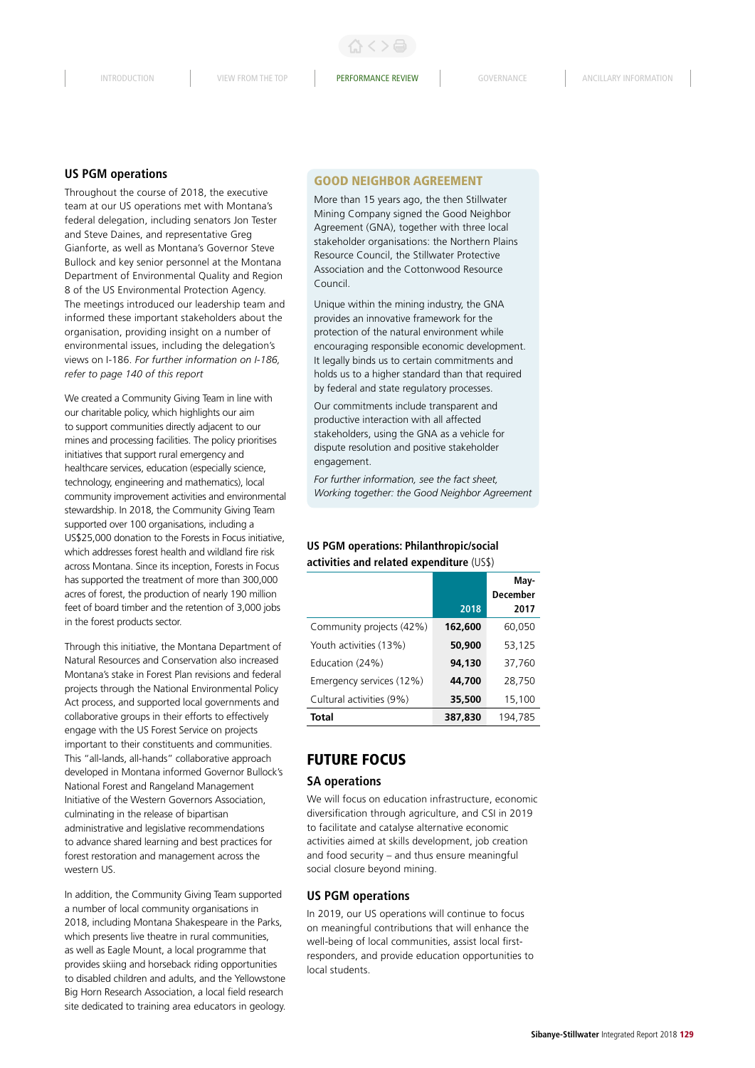## US PGM operations

Throughout the course of 2018, the executive team at our US operations met with Montana's federal delegation, including senators Jon Tester and Steve Daines, and representative Greg Gianforte, as well as Montana's Governor Steve Bullock and key senior personnel at the Montana Department of Environmental Quality and Region 8 of the US Environmental Protection Agency. The meetings introduced our leadership team and informed these important stakeholders about the organisation, providing insight on a number of environmental issues, including the delegation's views on I-186. *For further information on I-186, refer to page 140 of this report*

We created a Community Giving Team in line with our charitable policy, which highlights our aim to support communities directly adjacent to our mines and processing facilities. The policy prioritises initiatives that support rural emergency and healthcare services, education (especially science, technology, engineering and mathematics), local community improvement activities and environmental stewardship. In 2018, the Community Giving Team supported over 100 organisations, including a US$25,000 donation to the Forests in Focus initiative, which addresses forest health and wildland fire risk across Montana. Since its inception, Forests in Focus has supported the treatment of more than 300,000 acres of forest, the production of nearly 190 million feet of board timber and the retention of 3,000 jobs in the forest products sector.

Through this initiative, the Montana Department of Natural Resources and Conservation also increased Montana's stake in Forest Plan revisions and federal projects through the National Environmental Policy Act process, and supported local governments and collaborative groups in their efforts to effectively engage with the US Forest Service on projects important to their constituents and communities. This "all-lands, all-hands" collaborative approach developed in Montana informed Governor Bullock's National Forest and Rangeland Management Initiative of the Western Governors Association, culminating in the release of bipartisan administrative and legislative recommendations to advance shared learning and best practices for forest restoration and management across the western US.

In addition, the Community Giving Team supported a number of local community organisations in 2018, including Montana Shakespeare in the Parks, which presents live theatre in rural communities, as well as Eagle Mount, a local programme that provides skiing and horseback riding opportunities to disabled children and adults, and the Yellowstone Big Horn Research Association, a local field research site dedicated to training area educators in geology.

### GOOD NEIGHBOR AGREEMENT

More than 15 years ago, the then Stillwater Mining Company signed the Good Neighbor Agreement (GNA), together with three local stakeholder organisations: the Northern Plains Resource Council, the Stillwater Protective Association and the Cottonwood Resource Council.

Unique within the mining industry, the GNA provides an innovative framework for the protection of the natural environment while encouraging responsible economic development. It legally binds us to certain commitments and holds us to a higher standard than that required by federal and state regulatory processes.

Our commitments include transparent and productive interaction with all affected stakeholders, using the GNA as a vehicle for dispute resolution and positive stakeholder engagement.

*For further information, see the fact sheet, Working together: the Good Neighbor Agreement*

**US PGM operations: Philanthropic/social activities and related expenditure** (US$)

| | 2018 | May-December 2017 |
|---|---|---|
| Community projects (42%) | **162,600** | 60,050 |
| Youth activities (13%) | **50,900** | 53,125 |
| Education (24%) | **94,130** | 37,760 |
| Emergency services (12%) | **44,700** | 28,750 |
| Cultural activities (9%) | **35,500** | 15,100 |
| **Total** | **387,830** | 194,785 |

## FUTURE FOCUS

### SA operations

We will focus on education infrastructure, economic diversification through agriculture, and CSI in 2019 to facilitate and catalyse alternative economic activities aimed at skills development, job creation and food security – and thus ensure meaningful social closure beyond mining.

### US PGM operations

In 2019, our US operations will continue to focus on meaningful contributions that will enhance the well-being of local communities, assist local first-responders, and provide education opportunities to local students.